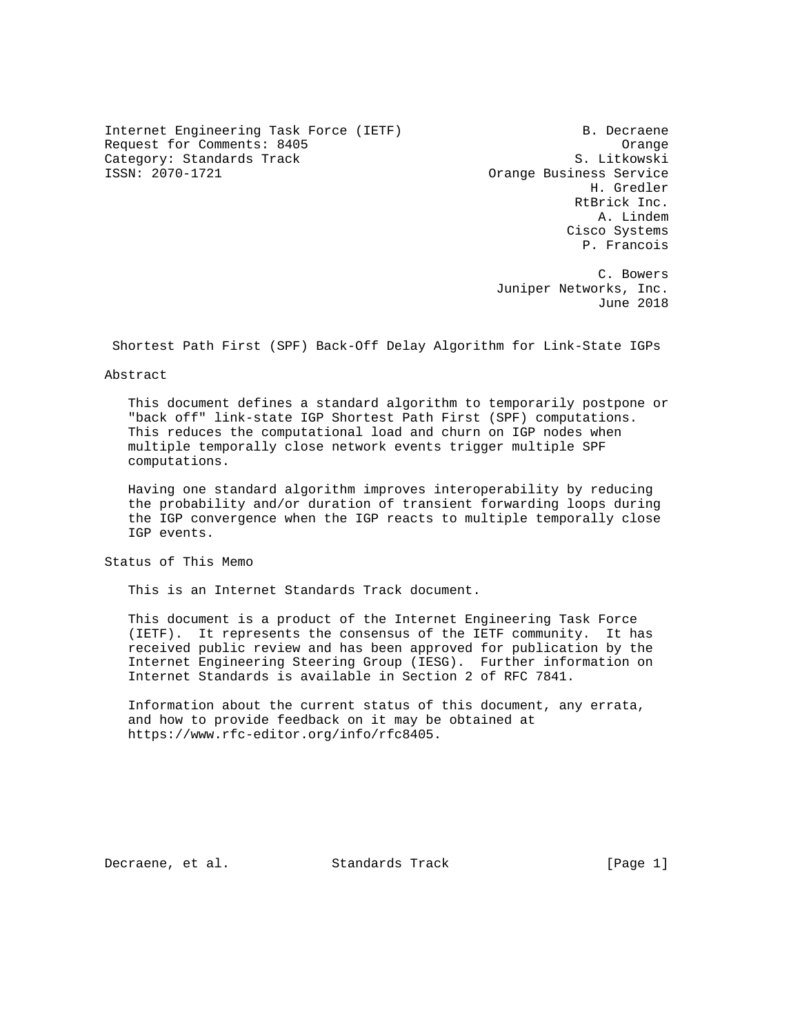Internet Engineering Task Force (IETF) B. Decraene
Request for Comments: 8405 Orange
Category: Standards Track S. Litkowski
ISSN: 2070-1721 Orange Business Service
H. Gredler
RtBrick Inc.
A. Lindem
Cisco Systems
P. Francois

C. Bowers
Juniper Networks, Inc.
June 2018

# Shortest Path First (SPF) Back-Off Delay Algorithm for Link-State IGPs

## Abstract

This document defines a standard algorithm to temporarily postpone or "back off" link-state IGP Shortest Path First (SPF) computations. This reduces the computational load and churn on IGP nodes when multiple temporally close network events trigger multiple SPF computations.

Having one standard algorithm improves interoperability by reducing the probability and/or duration of transient forwarding loops during the IGP convergence when the IGP reacts to multiple temporally close IGP events.

## Status of This Memo

This is an Internet Standards Track document.

This document is a product of the Internet Engineering Task Force (IETF). It represents the consensus of the IETF community. It has received public review and has been approved for publication by the Internet Engineering Steering Group (IESG). Further information on Internet Standards is available in Section 2 of RFC 7841.

Information about the current status of this document, any errata, and how to provide feedback on it may be obtained at https://www.rfc-editor.org/info/rfc8405.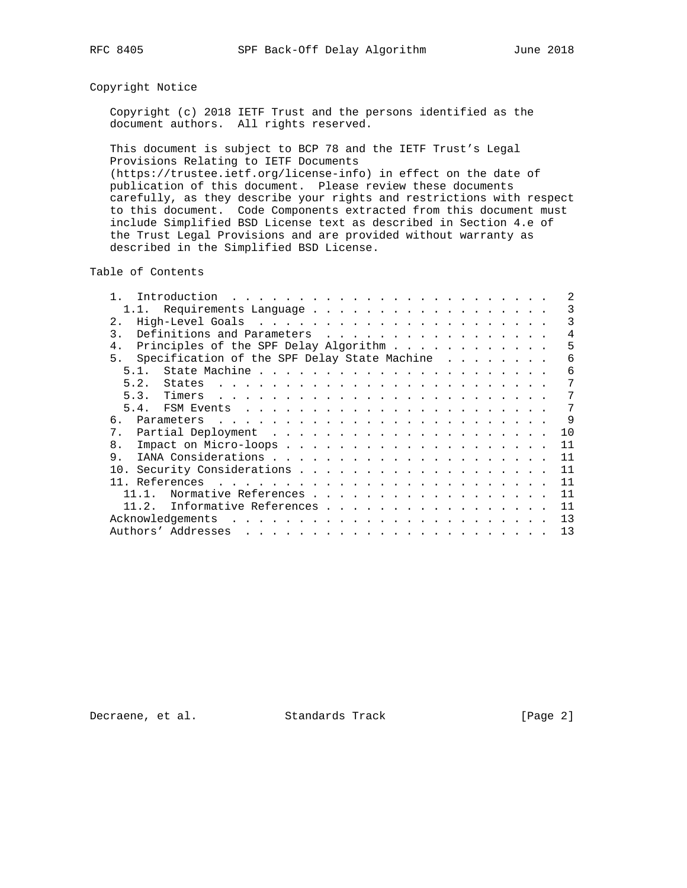## Copyright Notice

Copyright (c) 2018 IETF Trust and the persons identified as the document authors. All rights reserved.

This document is subject to BCP 78 and the IETF Trust's Legal Provisions Relating to IETF Documents (https://trustee.ietf.org/license-info) in effect on the date of publication of this document. Please review these documents carefully, as they describe your rights and restrictions with respect to this document. Code Components extracted from this document must include Simplified BSD License text as described in Section 4.e of the Trust Legal Provisions and are provided without warranty as described in the Simplified BSD License.

## Table of Contents

```
   1.  Introduction . . . . . . . . . . . . . . . . . . . . . . . .   2
     1.1.  Requirements Language . . . . . . . . . . . . . . . . . .   3
   2.  High-Level Goals  . . . . . . . . . . . . . . . . . . . . . .   3
   3.  Definitions and Parameters  . . . . . . . . . . . . . . . . .   4
   4.  Principles of the SPF Delay Algorithm . . . . . . . . . . . .   5
   5.  Specification of the SPF Delay State Machine  . . . . . . . .   6
     5.1.  State Machine . . . . . . . . . . . . . . . . . . . . . .   6
     5.2.  States  . . . . . . . . . . . . . . . . . . . . . . . . .   7
     5.3.  Timers  . . . . . . . . . . . . . . . . . . . . . . . . .   7
     5.4.  FSM Events  . . . . . . . . . . . . . . . . . . . . . . .   7
   6.  Parameters  . . . . . . . . . . . . . . . . . . . . . . . . .   9
   7.  Partial Deployment  . . . . . . . . . . . . . . . . . . . . .  10
   8.  Impact on Micro-loops . . . . . . . . . . . . . . . . . . . .  11
   9.  IANA Considerations . . . . . . . . . . . . . . . . . . . . .  11
   10. Security Considerations . . . . . . . . . . . . . . . . . . .  11
   11. References  . . . . . . . . . . . . . . . . . . . . . . . . .  11
     11.1.  Normative References . . . . . . . . . . . . . . . . . .  11
     11.2.  Informative References . . . . . . . . . . . . . . . . .  11
   Acknowledgements  . . . . . . . . . . . . . . . . . . . . . . . .  13
   Authors' Addresses  . . . . . . . . . . . . . . . . . . . . . . .  13
```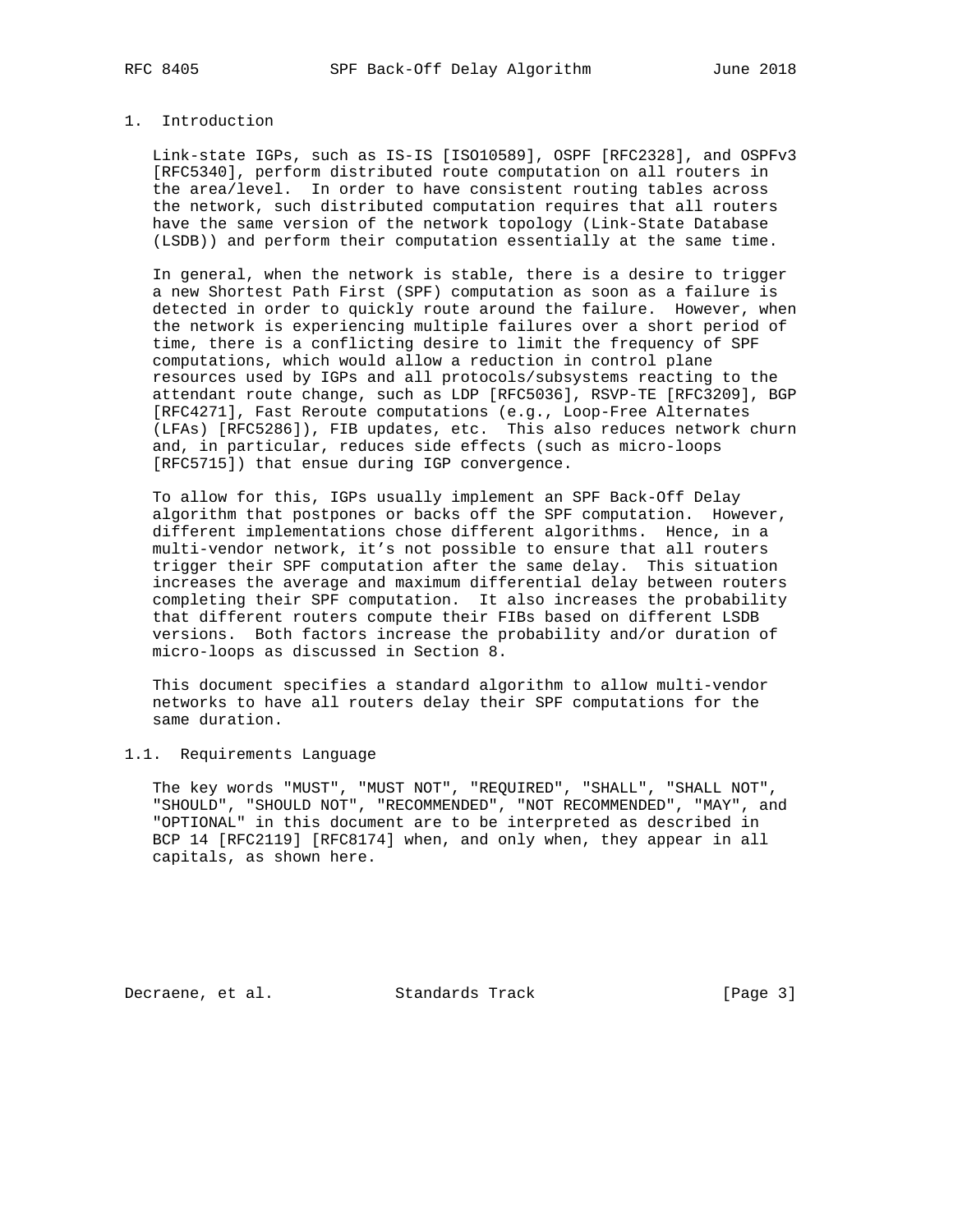## 1. Introduction

Link-state IGPs, such as IS-IS [ISO10589], OSPF [RFC2328], and OSPFv3 [RFC5340], perform distributed route computation on all routers in the area/level. In order to have consistent routing tables across the network, such distributed computation requires that all routers have the same version of the network topology (Link-State Database (LSDB)) and perform their computation essentially at the same time.

In general, when the network is stable, there is a desire to trigger a new Shortest Path First (SPF) computation as soon as a failure is detected in order to quickly route around the failure. However, when the network is experiencing multiple failures over a short period of time, there is a conflicting desire to limit the frequency of SPF computations, which would allow a reduction in control plane resources used by IGPs and all protocols/subsystems reacting to the attendant route change, such as LDP [RFC5036], RSVP-TE [RFC3209], BGP [RFC4271], Fast Reroute computations (e.g., Loop-Free Alternates (LFAs) [RFC5286]), FIB updates, etc. This also reduces network churn and, in particular, reduces side effects (such as micro-loops [RFC5715]) that ensue during IGP convergence.

To allow for this, IGPs usually implement an SPF Back-Off Delay algorithm that postpones or backs off the SPF computation. However, different implementations chose different algorithms. Hence, in a multi-vendor network, it's not possible to ensure that all routers trigger their SPF computation after the same delay. This situation increases the average and maximum differential delay between routers completing their SPF computation. It also increases the probability that different routers compute their FIBs based on different LSDB versions. Both factors increase the probability and/or duration of micro-loops as discussed in Section 8.

This document specifies a standard algorithm to allow multi-vendor networks to have all routers delay their SPF computations for the same duration.

### 1.1. Requirements Language

The key words "MUST", "MUST NOT", "REQUIRED", "SHALL", "SHALL NOT", "SHOULD", "SHOULD NOT", "RECOMMENDED", "NOT RECOMMENDED", "MAY", and "OPTIONAL" in this document are to be interpreted as described in BCP 14 [RFC2119] [RFC8174] when, and only when, they appear in all capitals, as shown here.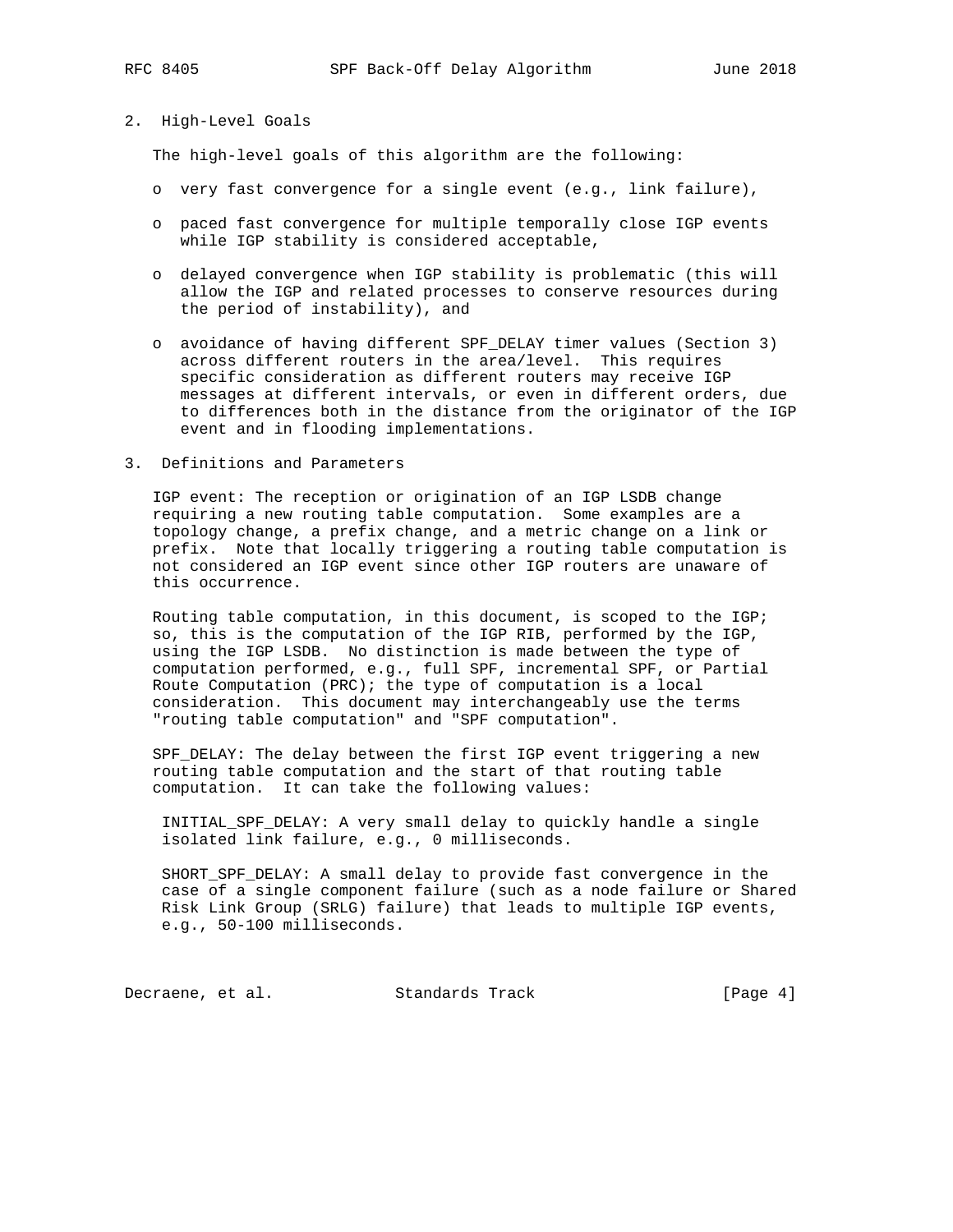## 2. High-Level Goals

The high-level goals of this algorithm are the following:

- very fast convergence for a single event (e.g., link failure),
- paced fast convergence for multiple temporally close IGP events while IGP stability is considered acceptable,
- delayed convergence when IGP stability is problematic (this will allow the IGP and related processes to conserve resources during the period of instability), and
- avoidance of having different SPF_DELAY timer values (Section 3) across different routers in the area/level. This requires specific consideration as different routers may receive IGP messages at different intervals, or even in different orders, due to differences both in the distance from the originator of the IGP event and in flooding implementations.

## 3. Definitions and Parameters

IGP event: The reception or origination of an IGP LSDB change requiring a new routing table computation. Some examples are a topology change, a prefix change, and a metric change on a link or prefix. Note that locally triggering a routing table computation is not considered an IGP event since other IGP routers are unaware of this occurrence.

Routing table computation, in this document, is scoped to the IGP; so, this is the computation of the IGP RIB, performed by the IGP, using the IGP LSDB. No distinction is made between the type of computation performed, e.g., full SPF, incremental SPF, or Partial Route Computation (PRC); the type of computation is a local consideration. This document may interchangeably use the terms "routing table computation" and "SPF computation".

SPF_DELAY: The delay between the first IGP event triggering a new routing table computation and the start of that routing table computation. It can take the following values:

INITIAL_SPF_DELAY: A very small delay to quickly handle a single isolated link failure, e.g., 0 milliseconds.

SHORT_SPF_DELAY: A small delay to provide fast convergence in the case of a single component failure (such as a node failure or Shared Risk Link Group (SRLG) failure) that leads to multiple IGP events, e.g., 50-100 milliseconds.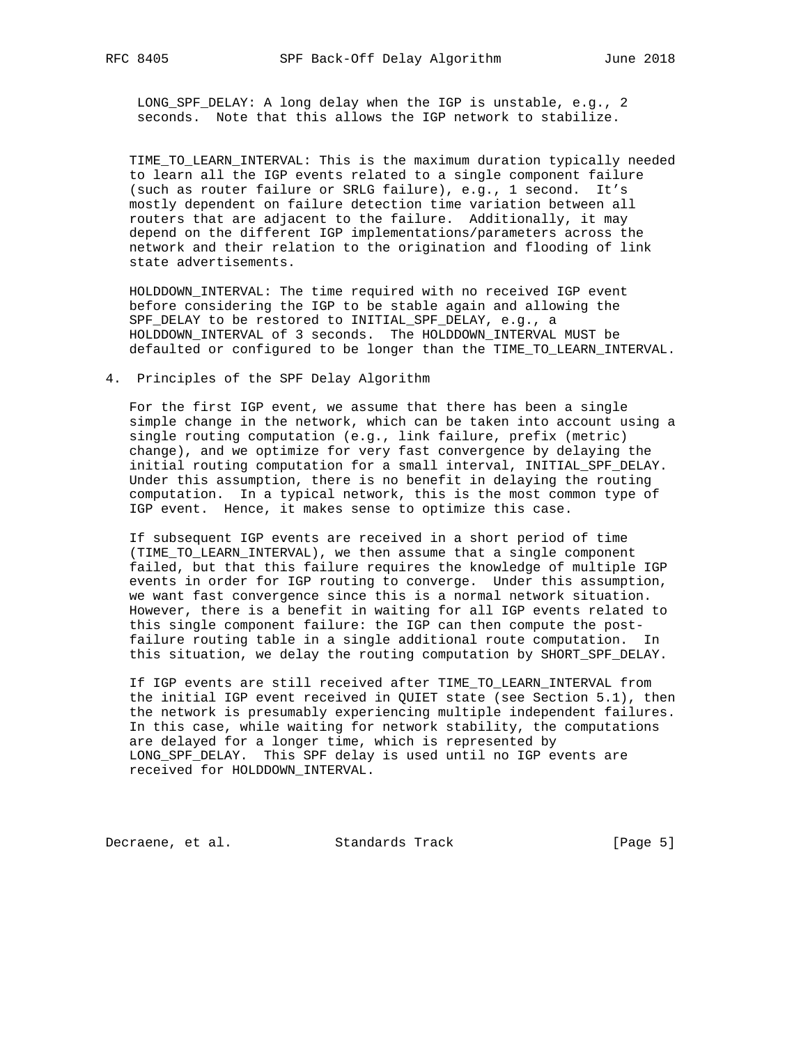LONG_SPF_DELAY: A long delay when the IGP is unstable, e.g., 2 seconds. Note that this allows the IGP network to stabilize.

TIME_TO_LEARN_INTERVAL: This is the maximum duration typically needed to learn all the IGP events related to a single component failure (such as router failure or SRLG failure), e.g., 1 second. It's mostly dependent on failure detection time variation between all routers that are adjacent to the failure. Additionally, it may depend on the different IGP implementations/parameters across the network and their relation to the origination and flooding of link state advertisements.

HOLDDOWN_INTERVAL: The time required with no received IGP event before considering the IGP to be stable again and allowing the SPF_DELAY to be restored to INITIAL_SPF_DELAY, e.g., a HOLDDOWN_INTERVAL of 3 seconds. The HOLDDOWN_INTERVAL MUST be defaulted or configured to be longer than the TIME_TO_LEARN_INTERVAL.

## 4. Principles of the SPF Delay Algorithm

For the first IGP event, we assume that there has been a single simple change in the network, which can be taken into account using a single routing computation (e.g., link failure, prefix (metric) change), and we optimize for very fast convergence by delaying the initial routing computation for a small interval, INITIAL_SPF_DELAY. Under this assumption, there is no benefit in delaying the routing computation. In a typical network, this is the most common type of IGP event. Hence, it makes sense to optimize this case.

If subsequent IGP events are received in a short period of time (TIME_TO_LEARN_INTERVAL), we then assume that a single component failed, but that this failure requires the knowledge of multiple IGP events in order for IGP routing to converge. Under this assumption, we want fast convergence since this is a normal network situation. However, there is a benefit in waiting for all IGP events related to this single component failure: the IGP can then compute the post-failure routing table in a single additional route computation. In this situation, we delay the routing computation by SHORT_SPF_DELAY.

If IGP events are still received after TIME_TO_LEARN_INTERVAL from the initial IGP event received in QUIET state (see Section 5.1), then the network is presumably experiencing multiple independent failures. In this case, while waiting for network stability, the computations are delayed for a longer time, which is represented by LONG_SPF_DELAY. This SPF delay is used until no IGP events are received for HOLDDOWN_INTERVAL.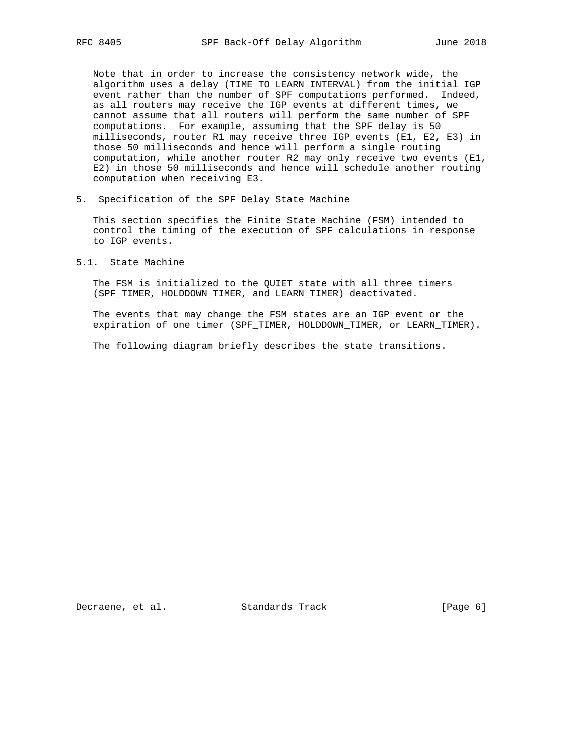Note that in order to increase the consistency network wide, the algorithm uses a delay (TIME_TO_LEARN_INTERVAL) from the initial IGP event rather than the number of SPF computations performed. Indeed, as all routers may receive the IGP events at different times, we cannot assume that all routers will perform the same number of SPF computations. For example, assuming that the SPF delay is 50 milliseconds, router R1 may receive three IGP events (E1, E2, E3) in those 50 milliseconds and hence will perform a single routing computation, while another router R2 may only receive two events (E1, E2) in those 50 milliseconds and hence will schedule another routing computation when receiving E3.

## 5. Specification of the SPF Delay State Machine

This section specifies the Finite State Machine (FSM) intended to control the timing of the execution of SPF calculations in response to IGP events.

### 5.1. State Machine

The FSM is initialized to the QUIET state with all three timers (SPF_TIMER, HOLDDOWN_TIMER, and LEARN_TIMER) deactivated.

The events that may change the FSM states are an IGP event or the expiration of one timer (SPF_TIMER, HOLDDOWN_TIMER, or LEARN_TIMER).

The following diagram briefly describes the state transitions.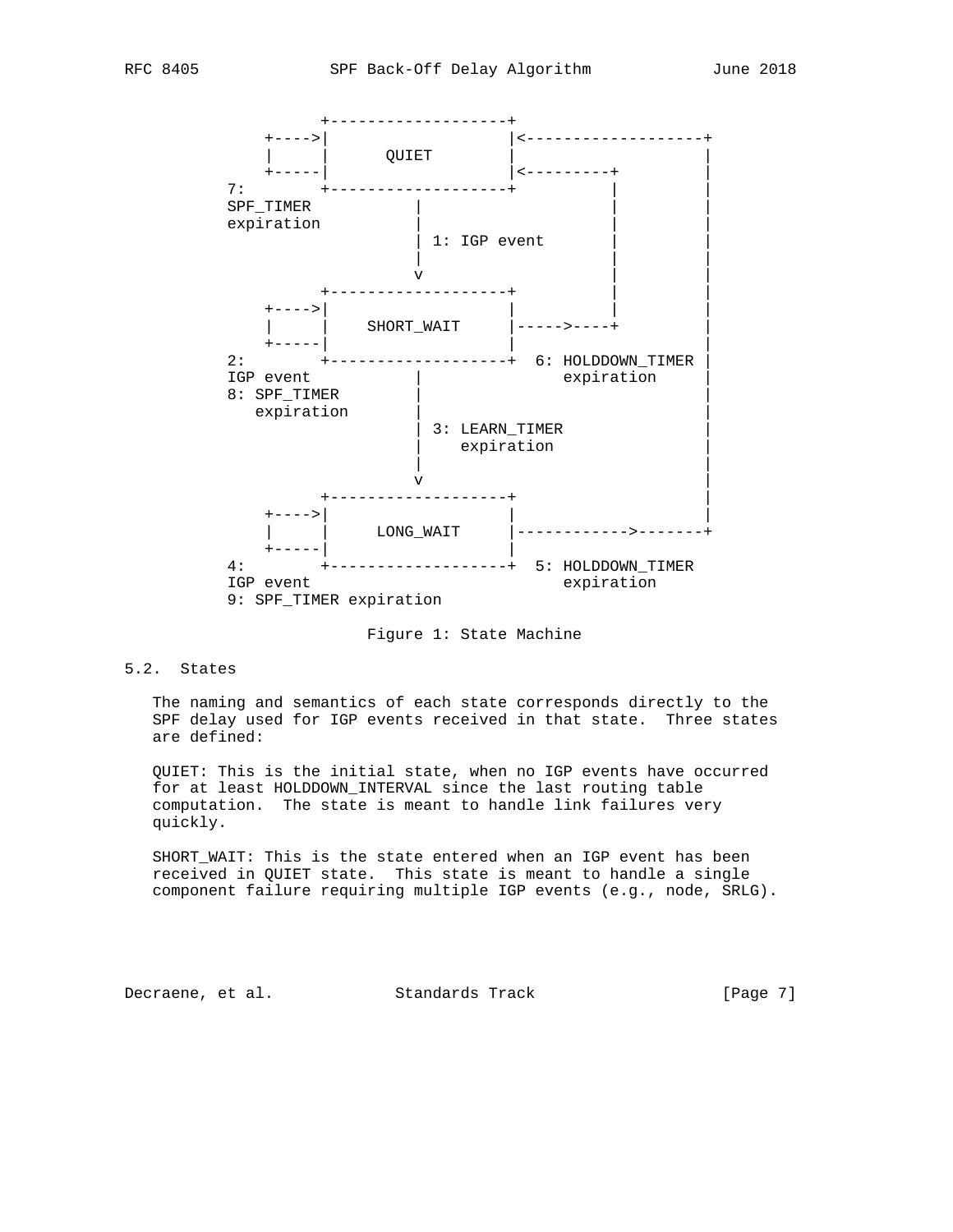```
              +-------------------+
         +---->|                   |<-------------------+
         |     |      QUIET        |                    |
         +-----|                   |<---------+         |
     7:        +-------------------+          |         |
     SPF_TIMER           |                    |         |
     expiration          |                    |         |
                         | 1: IGP event       |         |
                         |                    |         |
                         v                    |         |
               +-------------------+          |         |
         +---->|                   |          |         |
         |     |    SHORT_WAIT     |----->----+         |
         +-----|                   |                    |
     2:        +-------------------+  6: HOLDDOWN_TIMER |
     IGP event           |               expiration     |
     8: SPF_TIMER        |                              |
        expiration       |                              |
                         | 3: LEARN_TIMER               |
                         |    expiration                |
                         |                              |
                         v                              |
               +-------------------+                    |
         +---->|                   |                    |
         |     |     LONG_WAIT     |------------>-------+
         +-----|                   |
     4:        +-------------------+  5: HOLDDOWN_TIMER
     IGP event                           expiration
     9: SPF_TIMER expiration
```

Figure 1: State Machine

### 5.2. States

The naming and semantics of each state corresponds directly to the SPF delay used for IGP events received in that state. Three states are defined:

QUIET: This is the initial state, when no IGP events have occurred for at least HOLDDOWN_INTERVAL since the last routing table computation. The state is meant to handle link failures very quickly.

SHORT_WAIT: This is the state entered when an IGP event has been received in QUIET state. This state is meant to handle a single component failure requiring multiple IGP events (e.g., node, SRLG).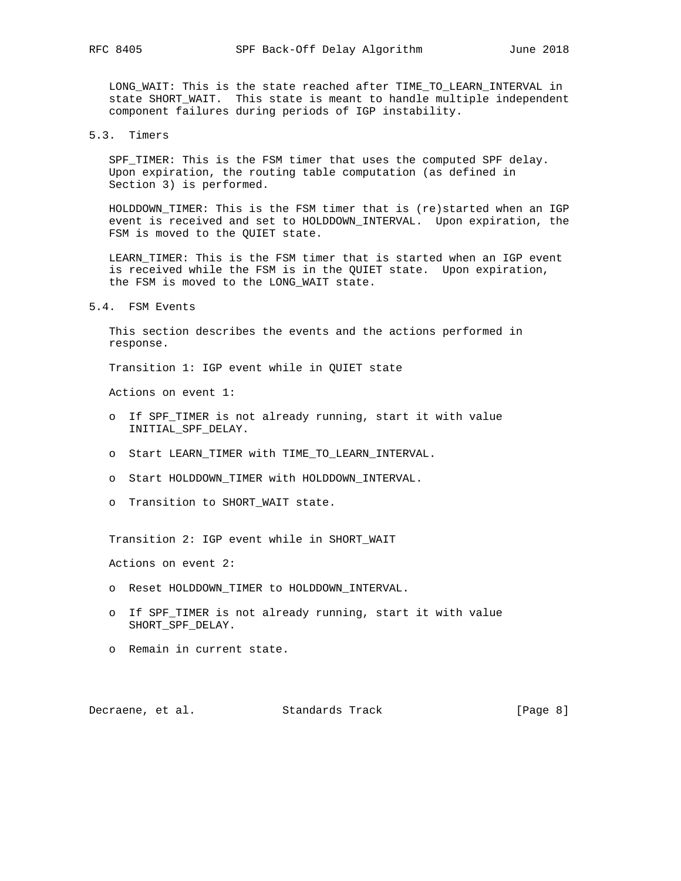LONG_WAIT: This is the state reached after TIME_TO_LEARN_INTERVAL in state SHORT_WAIT. This state is meant to handle multiple independent component failures during periods of IGP instability.

## 5.3. Timers

SPF_TIMER: This is the FSM timer that uses the computed SPF delay. Upon expiration, the routing table computation (as defined in Section 3) is performed.

HOLDDOWN_TIMER: This is the FSM timer that is (re)started when an IGP event is received and set to HOLDDOWN_INTERVAL. Upon expiration, the FSM is moved to the QUIET state.

LEARN_TIMER: This is the FSM timer that is started when an IGP event is received while the FSM is in the QUIET state. Upon expiration, the FSM is moved to the LONG_WAIT state.

## 5.4. FSM Events

This section describes the events and the actions performed in response.

Transition 1: IGP event while in QUIET state

Actions on event 1:

- If SPF_TIMER is not already running, start it with value INITIAL_SPF_DELAY.
- Start LEARN_TIMER with TIME_TO_LEARN_INTERVAL.
- Start HOLDDOWN_TIMER with HOLDDOWN_INTERVAL.
- Transition to SHORT_WAIT state.

Transition 2: IGP event while in SHORT_WAIT

Actions on event 2:

- Reset HOLDDOWN_TIMER to HOLDDOWN_INTERVAL.
- If SPF_TIMER is not already running, start it with value SHORT_SPF_DELAY.
- Remain in current state.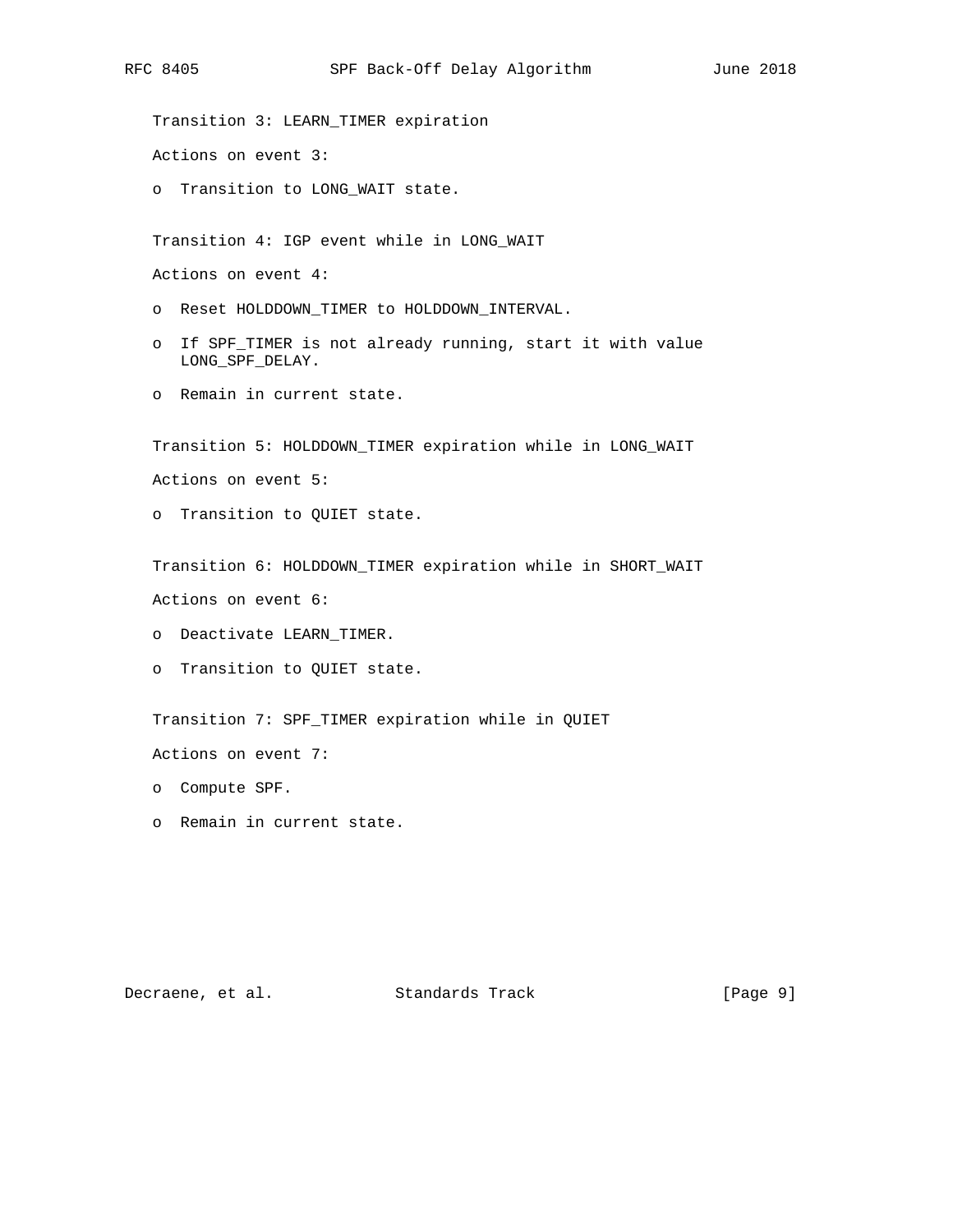Transition 3: LEARN_TIMER expiration

Actions on event 3:

- Transition to LONG_WAIT state.

Transition 4: IGP event while in LONG_WAIT

Actions on event 4:

- Reset HOLDDOWN_TIMER to HOLDDOWN_INTERVAL.
- If SPF_TIMER is not already running, start it with value LONG_SPF_DELAY.
- Remain in current state.

Transition 5: HOLDDOWN_TIMER expiration while in LONG_WAIT

Actions on event 5:

- Transition to QUIET state.

Transition 6: HOLDDOWN_TIMER expiration while in SHORT_WAIT

Actions on event 6:

- Deactivate LEARN_TIMER.
- Transition to QUIET state.

Transition 7: SPF_TIMER expiration while in QUIET

Actions on event 7:

- Compute SPF.
- Remain in current state.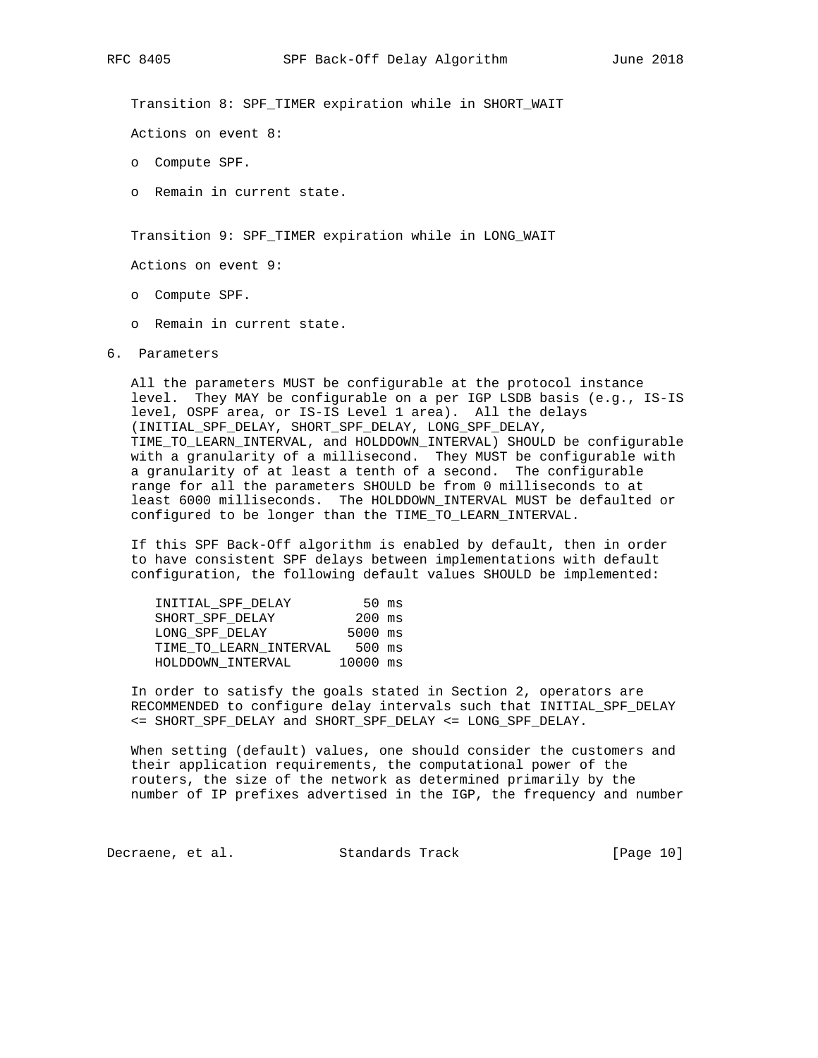Transition 8: SPF_TIMER expiration while in SHORT_WAIT

Actions on event 8:

- Compute SPF.
- Remain in current state.

Transition 9: SPF_TIMER expiration while in LONG_WAIT

Actions on event 9:

- Compute SPF.
- Remain in current state.

## 6. Parameters

All the parameters MUST be configurable at the protocol instance level. They MAY be configurable on a per IGP LSDB basis (e.g., IS-IS level, OSPF area, or IS-IS Level 1 area). All the delays (INITIAL_SPF_DELAY, SHORT_SPF_DELAY, LONG_SPF_DELAY, TIME_TO_LEARN_INTERVAL, and HOLDDOWN_INTERVAL) SHOULD be configurable with a granularity of a millisecond. They MUST be configurable with a granularity of at least a tenth of a second. The configurable range for all the parameters SHOULD be from 0 milliseconds to at least 6000 milliseconds. The HOLDDOWN_INTERVAL MUST be defaulted or configured to be longer than the TIME_TO_LEARN_INTERVAL.

If this SPF Back-Off algorithm is enabled by default, then in order to have consistent SPF delays between implementations with default configuration, the following default values SHOULD be implemented:

```
INITIAL_SPF_DELAY         50 ms
SHORT_SPF_DELAY          200 ms
LONG_SPF_DELAY          5000 ms
TIME_TO_LEARN_INTERVAL   500 ms
HOLDDOWN_INTERVAL      10000 ms
```

In order to satisfy the goals stated in Section 2, operators are RECOMMENDED to configure delay intervals such that INITIAL_SPF_DELAY <= SHORT_SPF_DELAY and SHORT_SPF_DELAY <= LONG_SPF_DELAY.

When setting (default) values, one should consider the customers and their application requirements, the computational power of the routers, the size of the network as determined primarily by the number of IP prefixes advertised in the IGP, the frequency and number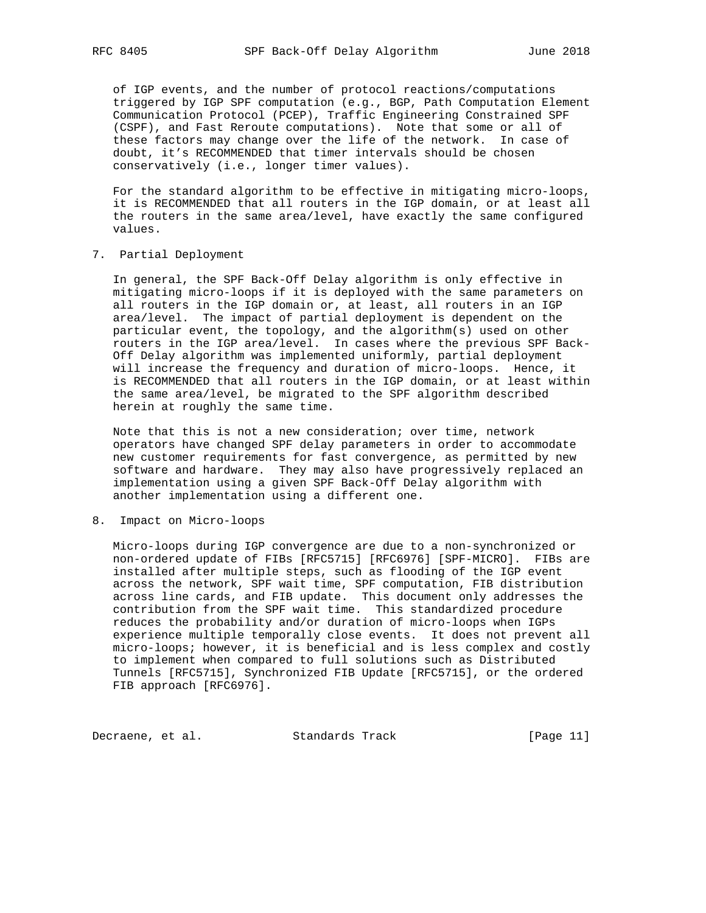of IGP events, and the number of protocol reactions/computations triggered by IGP SPF computation (e.g., BGP, Path Computation Element Communication Protocol (PCEP), Traffic Engineering Constrained SPF (CSPF), and Fast Reroute computations). Note that some or all of these factors may change over the life of the network. In case of doubt, it's RECOMMENDED that timer intervals should be chosen conservatively (i.e., longer timer values).

For the standard algorithm to be effective in mitigating micro-loops, it is RECOMMENDED that all routers in the IGP domain, or at least all the routers in the same area/level, have exactly the same configured values.

## 7. Partial Deployment

In general, the SPF Back-Off Delay algorithm is only effective in mitigating micro-loops if it is deployed with the same parameters on all routers in the IGP domain or, at least, all routers in an IGP area/level. The impact of partial deployment is dependent on the particular event, the topology, and the algorithm(s) used on other routers in the IGP area/level. In cases where the previous SPF Back-Off Delay algorithm was implemented uniformly, partial deployment will increase the frequency and duration of micro-loops. Hence, it is RECOMMENDED that all routers in the IGP domain, or at least within the same area/level, be migrated to the SPF algorithm described herein at roughly the same time.

Note that this is not a new consideration; over time, network operators have changed SPF delay parameters in order to accommodate new customer requirements for fast convergence, as permitted by new software and hardware. They may also have progressively replaced an implementation using a given SPF Back-Off Delay algorithm with another implementation using a different one.

## 8. Impact on Micro-loops

Micro-loops during IGP convergence are due to a non-synchronized or non-ordered update of FIBs [RFC5715] [RFC6976] [SPF-MICRO]. FIBs are installed after multiple steps, such as flooding of the IGP event across the network, SPF wait time, SPF computation, FIB distribution across line cards, and FIB update. This document only addresses the contribution from the SPF wait time. This standardized procedure reduces the probability and/or duration of micro-loops when IGPs experience multiple temporally close events. It does not prevent all micro-loops; however, it is beneficial and is less complex and costly to implement when compared to full solutions such as Distributed Tunnels [RFC5715], Synchronized FIB Update [RFC5715], or the ordered FIB approach [RFC6976].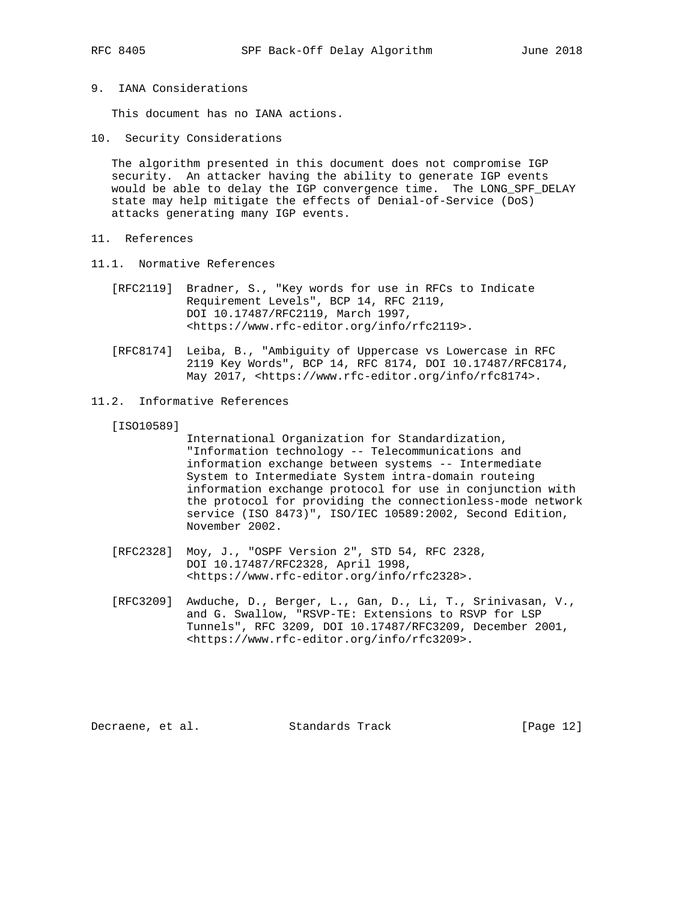## 9. IANA Considerations

This document has no IANA actions.

## 10. Security Considerations

The algorithm presented in this document does not compromise IGP security. An attacker having the ability to generate IGP events would be able to delay the IGP convergence time. The LONG_SPF_DELAY state may help mitigate the effects of Denial-of-Service (DoS) attacks generating many IGP events.

## 11. References

### 11.1. Normative References

[RFC2119] Bradner, S., "Key words for use in RFCs to Indicate Requirement Levels", BCP 14, RFC 2119, DOI 10.17487/RFC2119, March 1997, <https://www.rfc-editor.org/info/rfc2119>.

[RFC8174] Leiba, B., "Ambiguity of Uppercase vs Lowercase in RFC 2119 Key Words", BCP 14, RFC 8174, DOI 10.17487/RFC8174, May 2017, <https://www.rfc-editor.org/info/rfc8174>.

### 11.2. Informative References

[ISO10589] International Organization for Standardization, "Information technology -- Telecommunications and information exchange between systems -- Intermediate System to Intermediate System intra-domain routeing information exchange protocol for use in conjunction with the protocol for providing the connectionless-mode network service (ISO 8473)", ISO/IEC 10589:2002, Second Edition, November 2002.

[RFC2328] Moy, J., "OSPF Version 2", STD 54, RFC 2328, DOI 10.17487/RFC2328, April 1998, <https://www.rfc-editor.org/info/rfc2328>.

[RFC3209] Awduche, D., Berger, L., Gan, D., Li, T., Srinivasan, V., and G. Swallow, "RSVP-TE: Extensions to RSVP for LSP Tunnels", RFC 3209, DOI 10.17487/RFC3209, December 2001, <https://www.rfc-editor.org/info/rfc3209>.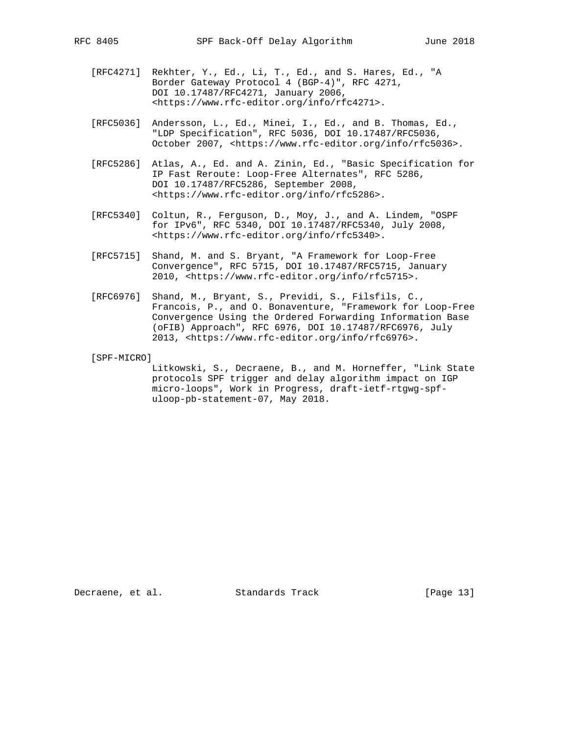[RFC4271] Rekhter, Y., Ed., Li, T., Ed., and S. Hares, Ed., "A Border Gateway Protocol 4 (BGP-4)", RFC 4271, DOI 10.17487/RFC4271, January 2006, <https://www.rfc-editor.org/info/rfc4271>.

[RFC5036] Andersson, L., Ed., Minei, I., Ed., and B. Thomas, Ed., "LDP Specification", RFC 5036, DOI 10.17487/RFC5036, October 2007, <https://www.rfc-editor.org/info/rfc5036>.

[RFC5286] Atlas, A., Ed. and A. Zinin, Ed., "Basic Specification for IP Fast Reroute: Loop-Free Alternates", RFC 5286, DOI 10.17487/RFC5286, September 2008, <https://www.rfc-editor.org/info/rfc5286>.

[RFC5340] Coltun, R., Ferguson, D., Moy, J., and A. Lindem, "OSPF for IPv6", RFC 5340, DOI 10.17487/RFC5340, July 2008, <https://www.rfc-editor.org/info/rfc5340>.

[RFC5715] Shand, M. and S. Bryant, "A Framework for Loop-Free Convergence", RFC 5715, DOI 10.17487/RFC5715, January 2010, <https://www.rfc-editor.org/info/rfc5715>.

[RFC6976] Shand, M., Bryant, S., Previdi, S., Filsfils, C., Francois, P., and O. Bonaventure, "Framework for Loop-Free Convergence Using the Ordered Forwarding Information Base (oFIB) Approach", RFC 6976, DOI 10.17487/RFC6976, July 2013, <https://www.rfc-editor.org/info/rfc6976>.

[SPF-MICRO] Litkowski, S., Decraene, B., and M. Horneffer, "Link State protocols SPF trigger and delay algorithm impact on IGP micro-loops", Work in Progress, draft-ietf-rtgwg-spf-uloop-pb-statement-07, May 2018.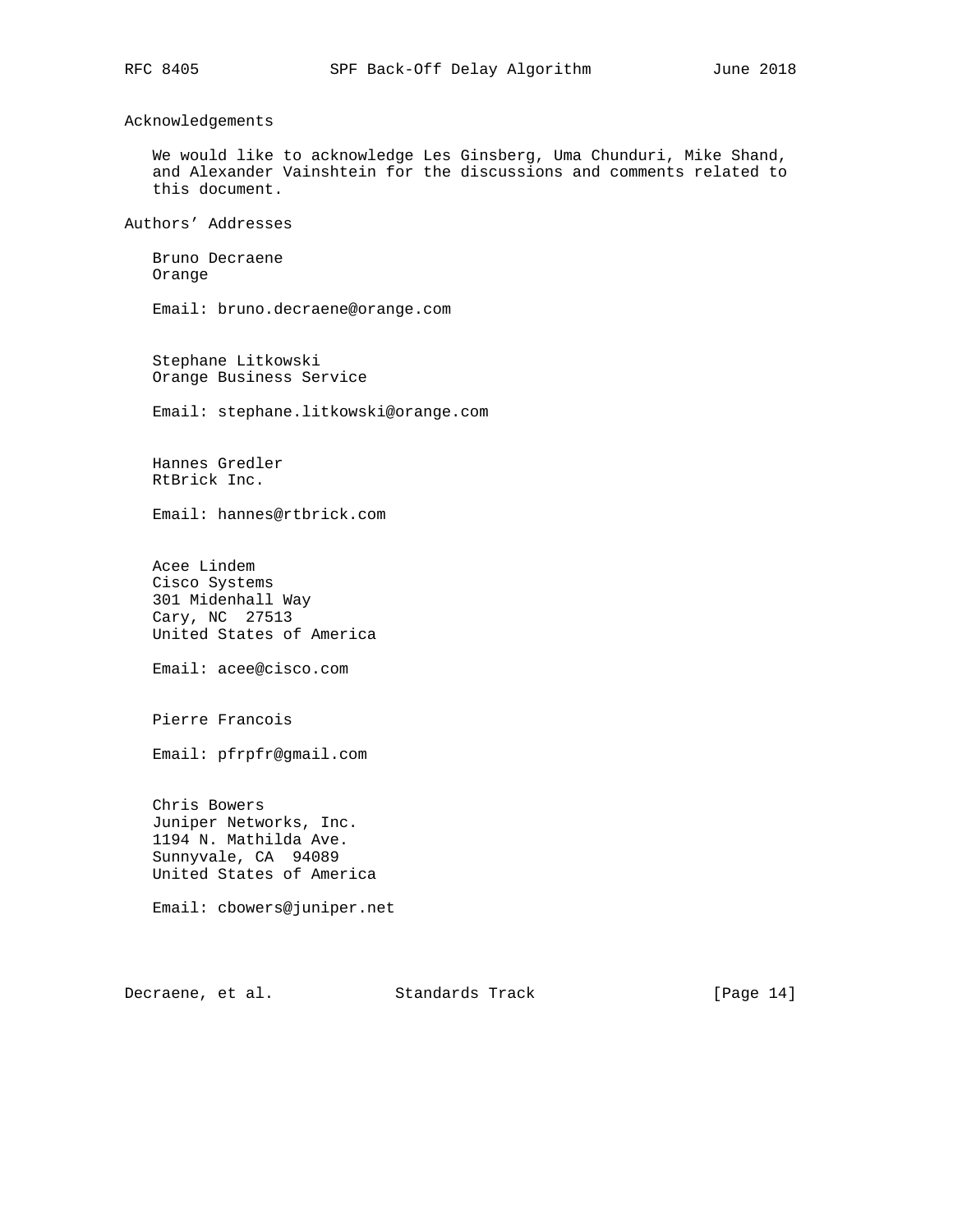## Acknowledgements

We would like to acknowledge Les Ginsberg, Uma Chunduri, Mike Shand, and Alexander Vainshtein for the discussions and comments related to this document.

## Authors' Addresses

Bruno Decraene
Orange

Email: bruno.decraene@orange.com

Stephane Litkowski
Orange Business Service

Email: stephane.litkowski@orange.com

Hannes Gredler
RtBrick Inc.

Email: hannes@rtbrick.com

Acee Lindem
Cisco Systems
301 Midenhall Way
Cary, NC 27513
United States of America

Email: acee@cisco.com

Pierre Francois

Email: pfrpfr@gmail.com

Chris Bowers
Juniper Networks, Inc.
1194 N. Mathilda Ave.
Sunnyvale, CA 94089
United States of America

Email: cbowers@juniper.net